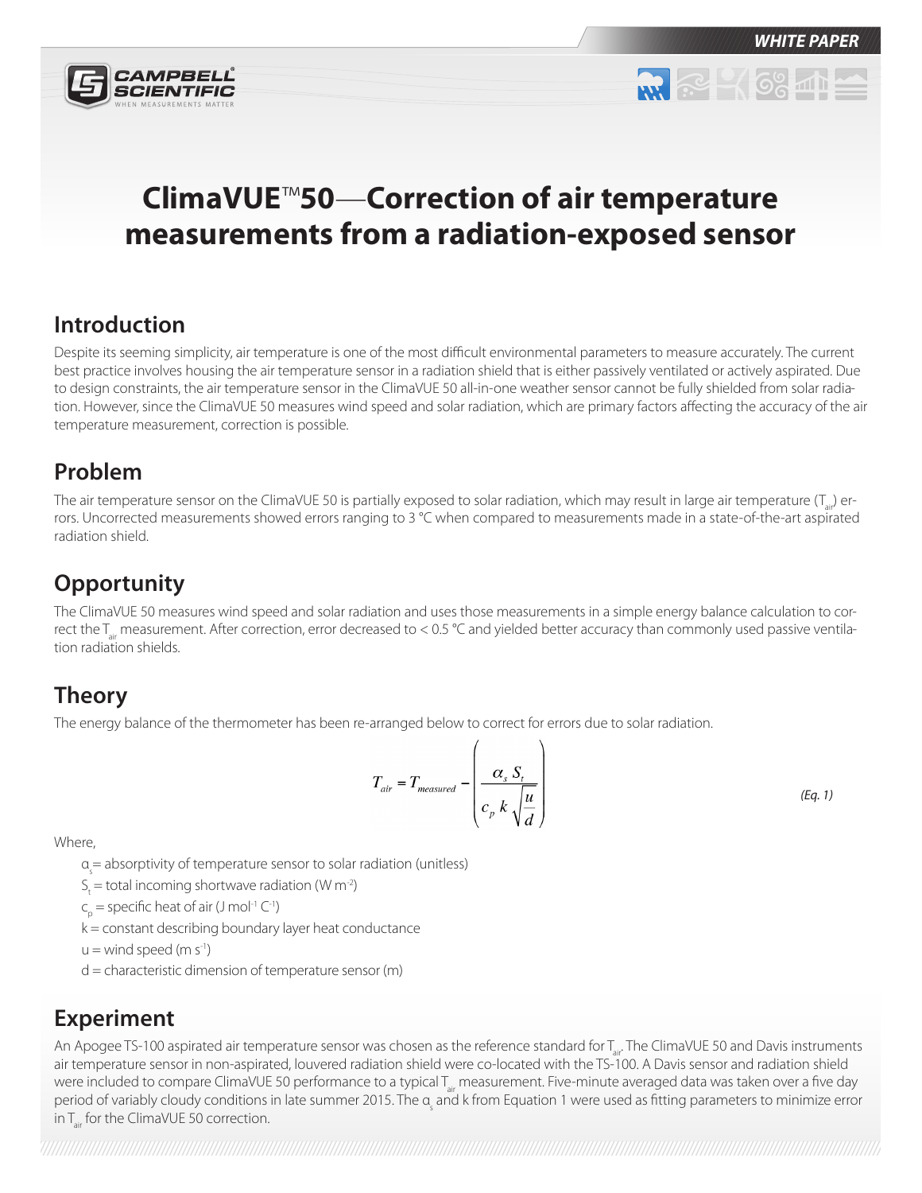# ClimaVUE™50—Correction of air temperature measurements from a radiation-exposed sensor

## Introduction

Despite its seeming simplicity, air temperature is one of the most difficult environmental parameters to measure accurately. The current best practice involves housing the air temperature sensor in a radiation shield that is either passively ventilated or actively aspirated. Due to design constraints, the air temperature sensor in the ClimaVUE 50 all-in-one weather sensor cannot be fully shielded from solar radiation. However, since the ClimaVUE 50 measures wind speed and solar radiation, which are primary factors affecting the accuracy of the air temperature measurement, correction is possible.

## Problem

The air temperature sensor on the ClimaVUE 50 is partially exposed to solar radiation, which may result in large air temperature ($T_{air}$) errors. Uncorrected measurements showed errors ranging to 3 °C when compared to measurements made in a state-of-the-art aspirated radiation shield.

## Opportunity

The ClimaVUE 50 measures wind speed and solar radiation and uses those measurements in a simple energy balance calculation to correct the $T_{air}$ measurement. After correction, error decreased to < 0.5 °C and yielded better accuracy than commonly used passive ventilation radiation shields.

## Theory

The energy balance of the thermometer has been re-arranged below to correct for errors due to solar radiation.

$$T_{air} = T_{measured} - \left( \frac{\alpha_s \, S_t}{c_p \, k \sqrt{\frac{u}{d}}} \right) \qquad \textit{(Eq. 1)}$$

Where,

- $\alpha_s$ = absorptivity of temperature sensor to solar radiation (unitless)
- $S_t$ = total incoming shortwave radiation (W $m^{-2}$)
- $c_p$ = specific heat of air (J $mol^{-1}$ $C^{-1}$)
- k = constant describing boundary layer heat conductance
- u = wind speed (m $s^{-1}$)
- d = characteristic dimension of temperature sensor (m)

## Experiment

An Apogee TS-100 aspirated air temperature sensor was chosen as the reference standard for $T_{air}$. The ClimaVUE 50 and Davis instruments air temperature sensor in non-aspirated, louvered radiation shield were co-located with the TS-100. A Davis sensor and radiation shield were included to compare ClimaVUE 50 performance to a typical $T_{air}$ measurement. Five-minute averaged data was taken over a five day period of variably cloudy conditions in late summer 2015. The $\alpha_s$ and k from Equation 1 were used as fitting parameters to minimize error in $T_{air}$ for the ClimaVUE 50 correction.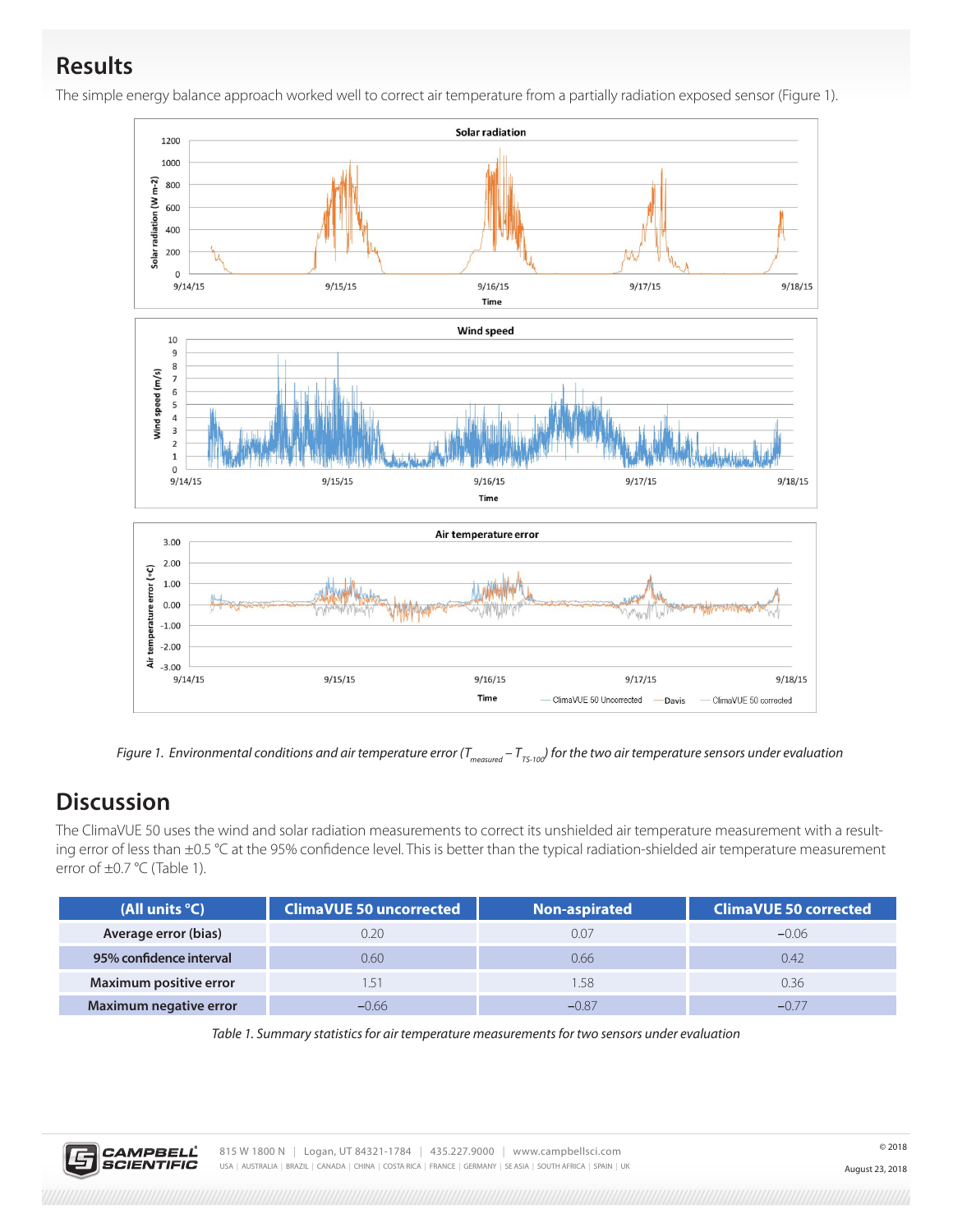## Results

The simple energy balance approach worked well to correct air temperature from a partially radiation exposed sensor (Figure 1).

Solar radiation

Solar radiation (W m-2)

1200
1000
800
600
400
200
0

9/14/15 9/15/15 9/16/15 9/17/15 9/18/15

Time

Wind speed

Wind speed (m/s)

10
9
8
7
6
5
4
3
2
1
0

9/14/15 9/15/15 9/16/15 9/17/15 9/18/15

Time

Air temperature error

Air temperature error (°C)

3.00
2.00
1.00
0.00
-1.00
-2.00
-3.00

9/14/15 9/15/15 9/16/15 9/17/15 9/18/15

Time

ClimaVUE 50 Uncorrected — Davis — ClimaVUE 50 corrected

*Figure 1. Environmental conditions and air temperature error ($T_{measured} - T_{TS\text{-}100}$) for the two air temperature sensors under evaluation*

## Discussion

The ClimaVUE 50 uses the wind and solar radiation measurements to correct its unshielded air temperature measurement with a resulting error of less than ±0.5 °C at the 95% confidence level. This is better than the typical radiation-shielded air temperature measurement error of ±0.7 °C (Table 1).

| (All units °C) | ClimaVUE 50 uncorrected | Non-aspirated | ClimaVUE 50 corrected |
|---|---|---|---|
| **Average error (bias)** | 0.20 | 0.07 | –0.06 |
| **95% confidence interval** | 0.60 | 0.66 | 0.42 |
| **Maximum positive error** | 1.51 | 1.58 | 0.36 |
| **Maximum negative error** | –0.66 | –0.87 | –0.77 |

*Table 1. Summary statistics for air temperature measurements for two sensors under evaluation*

815 W 1800 N | Logan, UT 84321-1784 | 435.227.9000 | www.campbellsci.com

USA | AUSTRALIA | BRAZIL | CANADA | CHINA | COSTA RICA | FRANCE | GERMANY | SE ASIA | SOUTH AFRICA | SPAIN | UK

© 2018

August 23, 2018